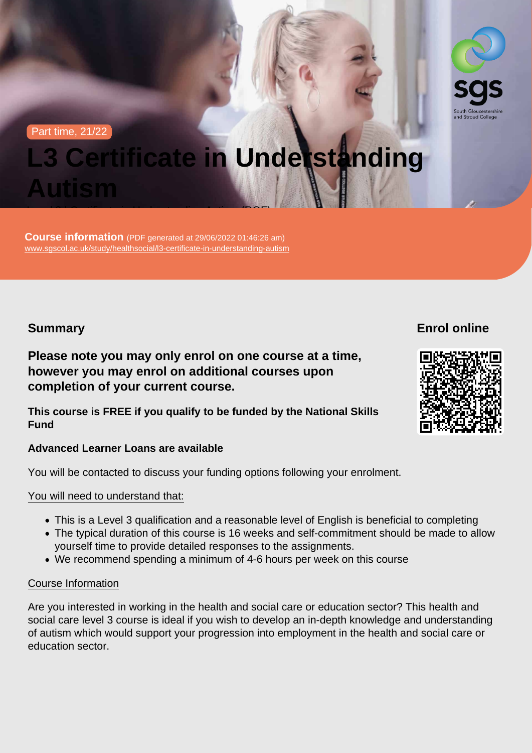Part time, 21/22

# L3 Certificate in Understanding Autism

**Course information** (PDF generated at 29/06/2022 01:46:26 am)
www.sgscol.ac.uk/study/healthsocial/l3-certificate-in-understanding-autism

## Summary

### Please note you may only enrol on one course at a time, however you may enrol on additional courses upon completion of your current course.

**This course is FREE if you qualify to be funded by the National Skills Fund**

**Advanced Learner Loans are available**

You will be contacted to discuss your funding options following your enrolment.

You will need to understand that:

- This is a Level 3 qualification and a reasonable level of English is beneficial to completing
- The typical duration of this course is 16 weeks and self-commitment should be made to allow yourself time to provide detailed responses to the assignments.
- We recommend spending a minimum of 4-6 hours per week on this course

Course Information

Are you interested in working in the health and social care or education sector? This health and social care level 3 course is ideal if you wish to develop an in-depth knowledge and understanding of autism which would support your progression into employment in the health and social care or education sector.

## Enrol online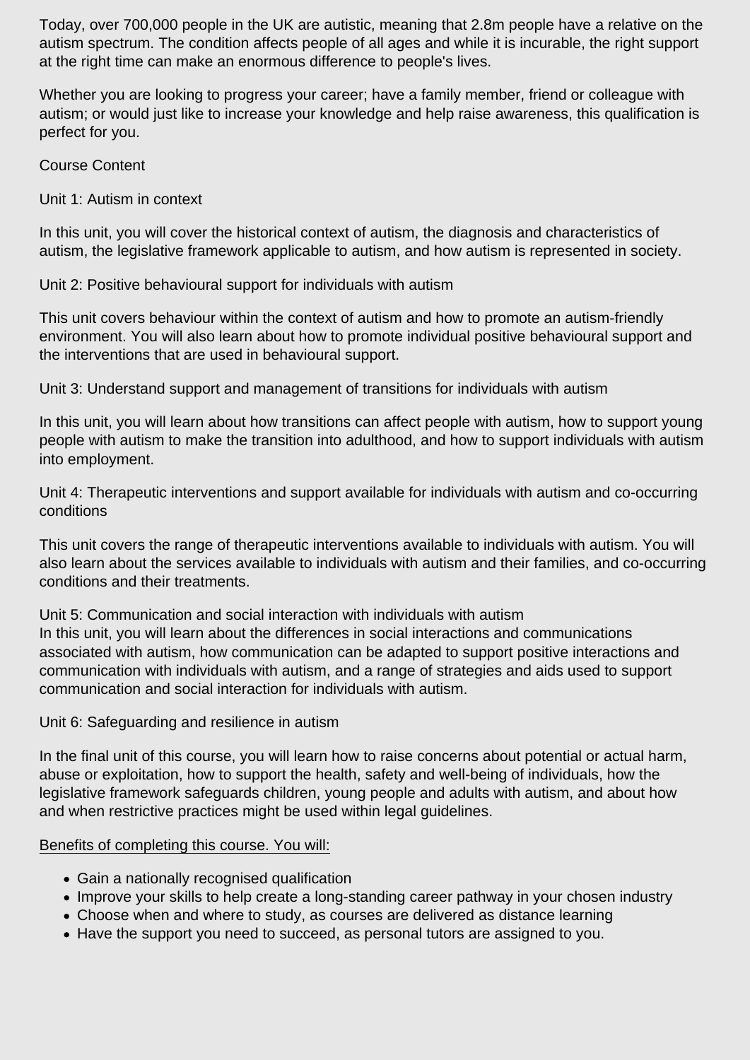Today, over 700,000 people in the UK are autistic, meaning that 2.8m people have a relative on the autism spectrum. The condition affects people of all ages and while it is incurable, the right support at the right time can make an enormous difference to people's lives.

Whether you are looking to progress your career; have a family member, friend or colleague with autism; or would just like to increase your knowledge and help raise awareness, this qualification is perfect for you.

Course Content

Unit 1: Autism in context

In this unit, you will cover the historical context of autism, the diagnosis and characteristics of autism, the legislative framework applicable to autism, and how autism is represented in society.

Unit 2: Positive behavioural support for individuals with autism

This unit covers behaviour within the context of autism and how to promote an autism-friendly environment. You will also learn about how to promote individual positive behavioural support and the interventions that are used in behavioural support.

Unit 3: Understand support and management of transitions for individuals with autism

In this unit, you will learn about how transitions can affect people with autism, how to support young people with autism to make the transition into adulthood, and how to support individuals with autism into employment.

Unit 4: Therapeutic interventions and support available for individuals with autism and co-occurring conditions

This unit covers the range of therapeutic interventions available to individuals with autism. You will also learn about the services available to individuals with autism and their families, and co-occurring conditions and their treatments.

Unit 5: Communication and social interaction with individuals with autism
In this unit, you will learn about the differences in social interactions and communications associated with autism, how communication can be adapted to support positive interactions and communication with individuals with autism, and a range of strategies and aids used to support communication and social interaction for individuals with autism.

Unit 6: Safeguarding and resilience in autism

In the final unit of this course, you will learn how to raise concerns about potential or actual harm, abuse or exploitation, how to support the health, safety and well-being of individuals, how the legislative framework safeguards children, young people and adults with autism, and about how and when restrictive practices might be used within legal guidelines.

<u>Benefits of completing this course. You will:</u>

- Gain a nationally recognised qualification
- Improve your skills to help create a long-standing career pathway in your chosen industry
- Choose when and where to study, as courses are delivered as distance learning
- Have the support you need to succeed, as personal tutors are assigned to you.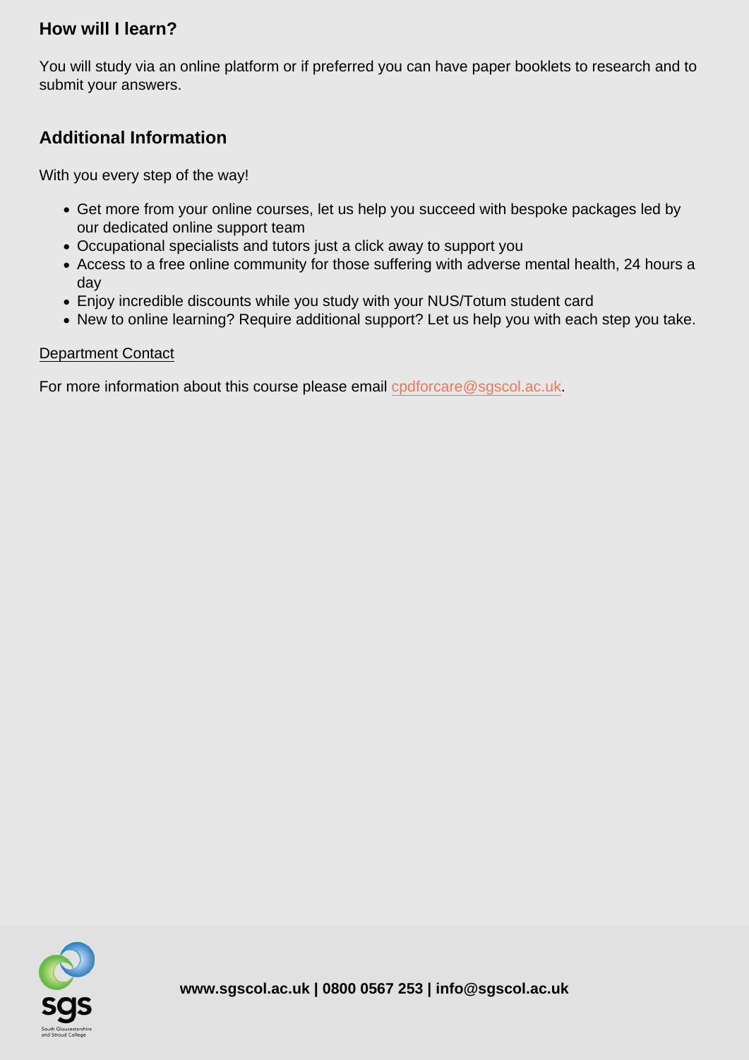## How will I learn?

You will study via an online platform or if preferred you can have paper booklets to research and to submit your answers.

## Additional Information

With you every step of the way!

- Get more from your online courses, let us help you succeed with bespoke packages led by our dedicated online support team
- Occupational specialists and tutors just a click away to support you
- Access to a free online community for those suffering with adverse mental health, 24 hours a day
- Enjoy incredible discounts while you study with your NUS/Totum student card
- New to online learning? Require additional support? Let us help you with each step you take.

Department Contact

For more information about this course please email cpdforcare@sgscol.ac.uk.